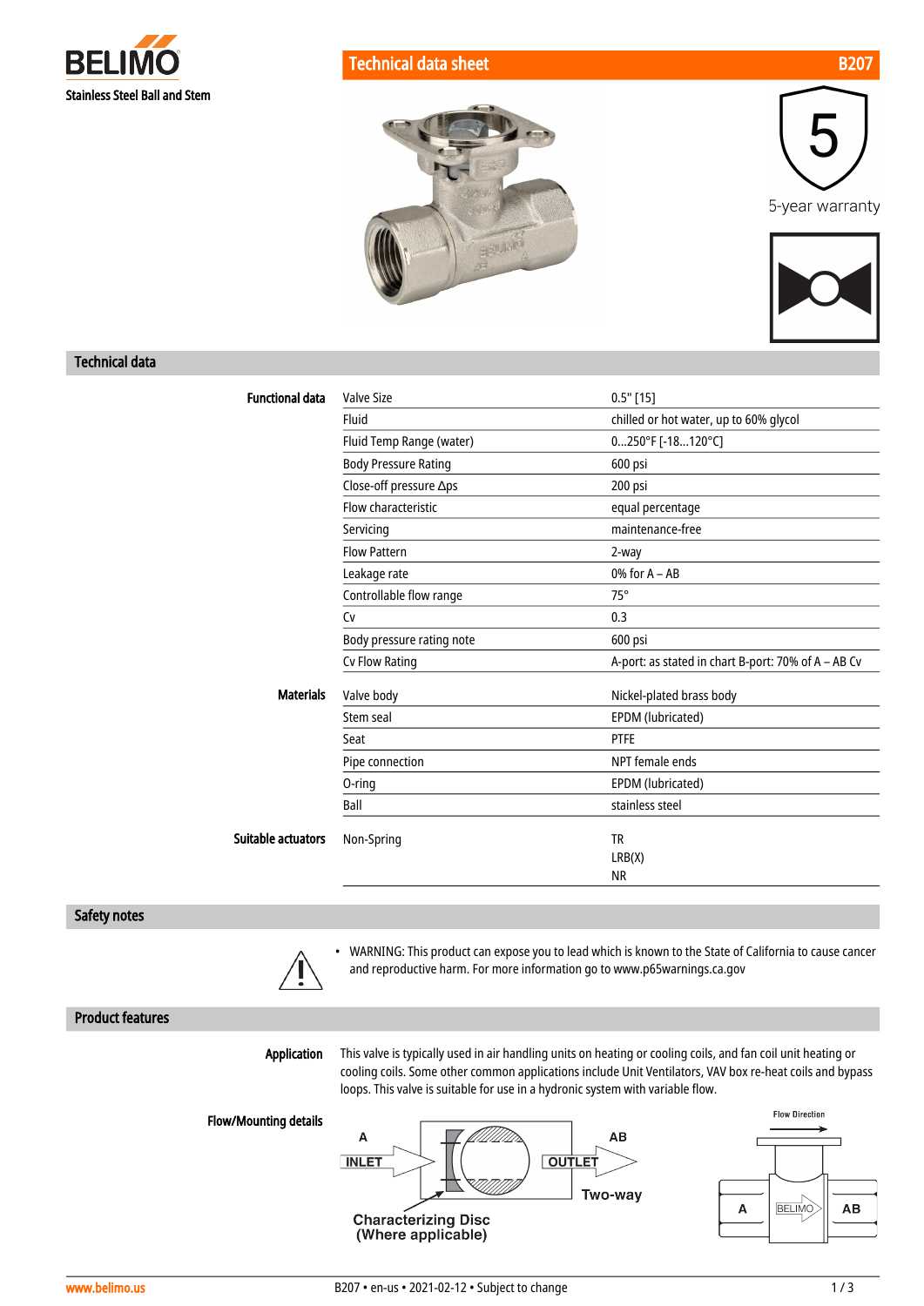**BELIMO**

Stainless Steel Ball and Stem

# Technical data sheet B207

5-year warranty

## Technical data

| | | |
|---|---|---|
| **Functional data** | Valve Size | 0.5" [15] |
| | Fluid | chilled or hot water, up to 60% glycol |
| | Fluid Temp Range (water) | 0...250°F [-18...120°C] |
| | Body Pressure Rating | 600 psi |
| | Close-off pressure Δps | 200 psi |
| | Flow characteristic | equal percentage |
| | Servicing | maintenance-free |
| | Flow Pattern | 2-way |
| | Leakage rate | 0% for A – AB |
| | Controllable flow range | 75° |
| | Cv | 0.3 |
| | Body pressure rating note | 600 psi |
| | Cv Flow Rating | A-port: as stated in chart B-port: 70% of A – AB Cv |
| **Materials** | Valve body | Nickel-plated brass body |
| | Stem seal | EPDM (lubricated) |
| | Seat | PTFE |
| | Pipe connection | NPT female ends |
| | O-ring | EPDM (lubricated) |
| | Ball | stainless steel |
| **Suitable actuators** | Non-Spring | TR<br>LRB(X)<br>NR |

## Safety notes

- WARNING: This product can expose you to lead which is known to the State of California to cause cancer and reproductive harm. For more information go to www.p65warnings.ca.gov

## Product features

**Application**

This valve is typically used in air handling units on heating or cooling coils, and fan coil unit heating or cooling coils. Some other common applications include Unit Ventilators, VAV box re-heat coils and bypass loops. This valve is suitable for use in a hydronic system with variable flow.

**Flow/Mounting details**

A INLET — AB OUTLET — Two-way

Characterizing Disc (Where applicable)

Flow Direction: A → AB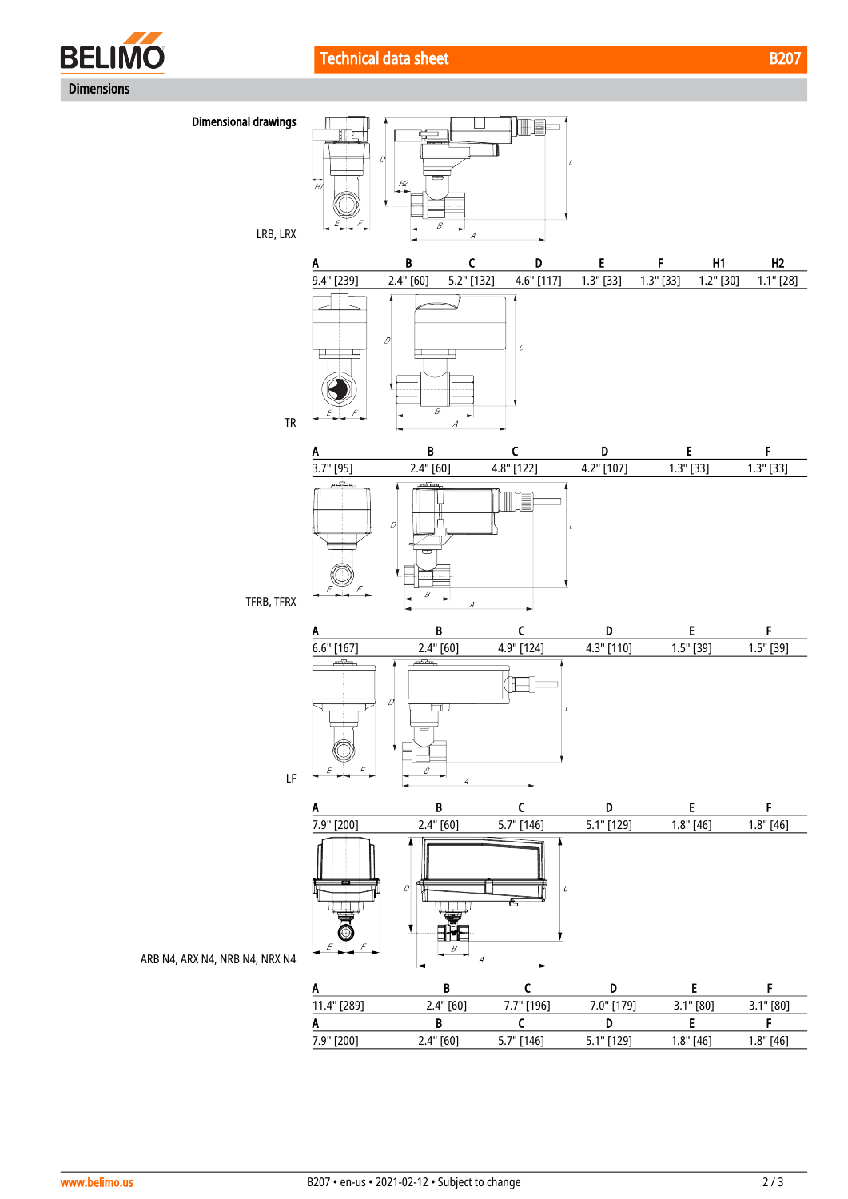## Dimensions

### Dimensional drawings

LRB, LRX

| A | B | C | D | E | F | H1 | H2 |
|---|---|---|---|---|---|---|---|
| 9.4" [239] | 2.4" [60] | 5.2" [132] | 4.6" [117] | 1.3" [33] | 1.3" [33] | 1.2" [30] | 1.1" [28] |

TR

| A | B | C | D | E | F |
|---|---|---|---|---|---|
| 3.7" [95] | 2.4" [60] | 4.8" [122] | 4.2" [107] | 1.3" [33] | 1.3" [33] |

TFRB, TFRX

| A | B | C | D | E | F |
|---|---|---|---|---|---|
| 6.6" [167] | 2.4" [60] | 4.9" [124] | 4.3" [110] | 1.5" [39] | 1.5" [39] |

LF

| A | B | C | D | E | F |
|---|---|---|---|---|---|
| 7.9" [200] | 2.4" [60] | 5.7" [146] | 5.1" [129] | 1.8" [46] | 1.8" [46] |

ARB N4, ARX N4, NRB N4, NRX N4

| A | B | C | D | E | F |
|---|---|---|---|---|---|
| 11.4" [289] | 2.4" [60] | 7.7" [196] | 7.0" [179] | 3.1" [80] | 3.1" [80] |

| A | B | C | D | E | F |
|---|---|---|---|---|---|
| 7.9" [200] | 2.4" [60] | 5.7" [146] | 5.1" [129] | 1.8" [46] | 1.8" [46] |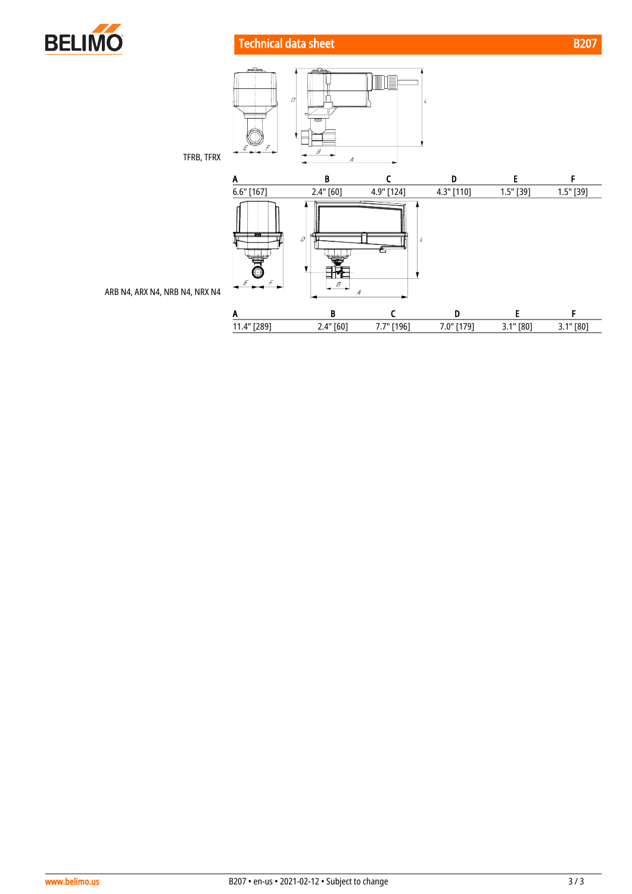TFRB, TFRX

| A | B | C | D | E | F |
|---|---|---|---|---|---|
| 6.6" [167] | 2.4" [60] | 4.9" [124] | 4.3" [110] | 1.5" [39] | 1.5" [39] |

ARB N4, ARX N4, NRB N4, NRX N4

| A | B | C | D | E | F |
|---|---|---|---|---|---|
| 11.4" [289] | 2.4" [60] | 7.7" [196] | 7.0" [179] | 3.1" [80] | 3.1" [80] |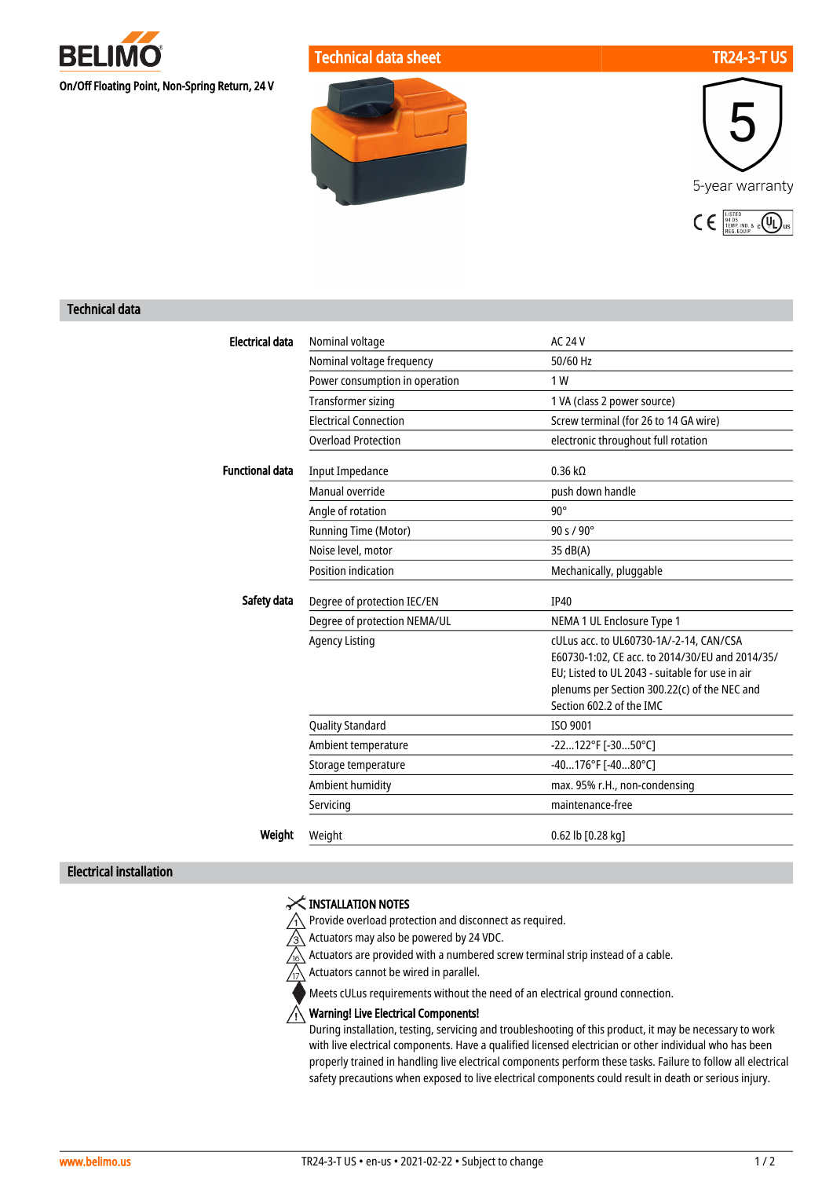BELIMO

On/Off Floating Point, Non-Spring Return, 24 V

# Technical data sheet — TR24-3-T US

5-year warranty

## Technical data

| | | |
|---|---|---|
| **Electrical data** | Nominal voltage | AC 24 V |
| | Nominal voltage frequency | 50/60 Hz |
| | Power consumption in operation | 1 W |
| | Transformer sizing | 1 VA (class 2 power source) |
| | Electrical Connection | Screw terminal (for 26 to 14 GA wire) |
| | Overload Protection | electronic throughout full rotation |
| **Functional data** | Input Impedance | 0.36 kΩ |
| | Manual override | push down handle |
| | Angle of rotation | 90° |
| | Running Time (Motor) | 90 s / 90° |
| | Noise level, motor | 35 dB(A) |
| | Position indication | Mechanically, pluggable |
| **Safety data** | Degree of protection IEC/EN | IP40 |
| | Degree of protection NEMA/UL | NEMA 1 UL Enclosure Type 1 |
| | Agency Listing | cULus acc. to UL60730-1A/-2-14, CAN/CSA E60730-1:02, CE acc. to 2014/30/EU and 2014/35/EU; Listed to UL 2043 - suitable for use in air plenums per Section 300.22(c) of the NEC and Section 602.2 of the IMC |
| | Quality Standard | ISO 9001 |
| | Ambient temperature | -22...122°F [-30...50°C] |
| | Storage temperature | -40...176°F [-40...80°C] |
| | Ambient humidity | max. 95% r.H., non-condensing |
| | Servicing | maintenance-free |
| **Weight** | Weight | 0.62 lb [0.28 kg] |

## Electrical installation

**INSTALLATION NOTES**

1. Provide overload protection and disconnect as required.
3. Actuators may also be powered by 24 VDC.
16. Actuators are provided with a numbered screw terminal strip instead of a cable.
17. Actuators cannot be wired in parallel.

Meets cULus requirements without the need of an electrical ground connection.

**Warning! Live Electrical Components!**

During installation, testing, servicing and troubleshooting of this product, it may be necessary to work with live electrical components. Have a qualified licensed electrician or other individual who has been properly trained in handling live electrical components perform these tasks. Failure to follow all electrical safety precautions when exposed to live electrical components could result in death or serious injury.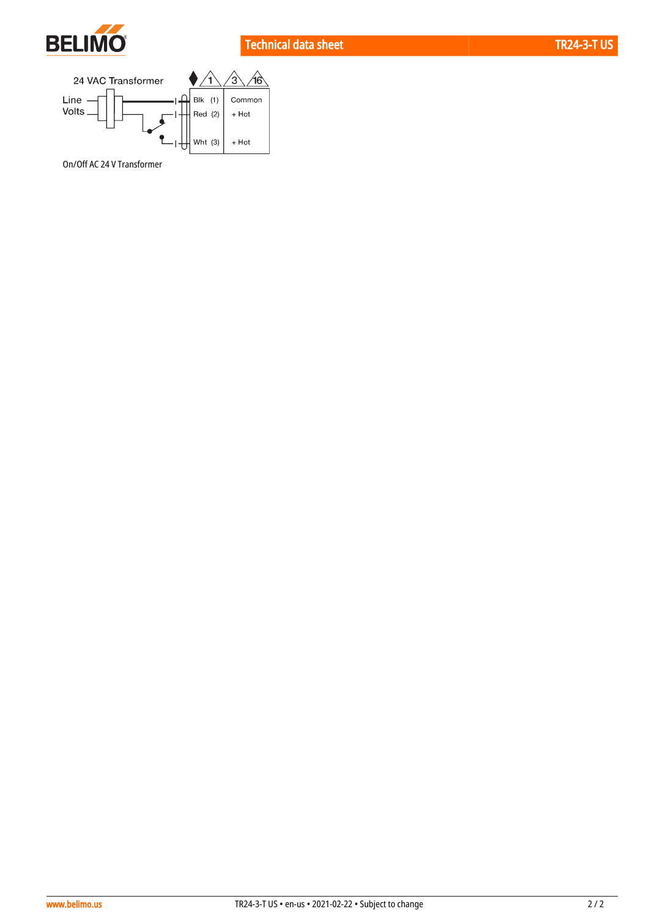24 VAC Transformer

Line
Volts

1 3 16

Blk (1) Common

Red (2) + Hot

Wht (3) + Hot

On/Off AC 24 V Transformer